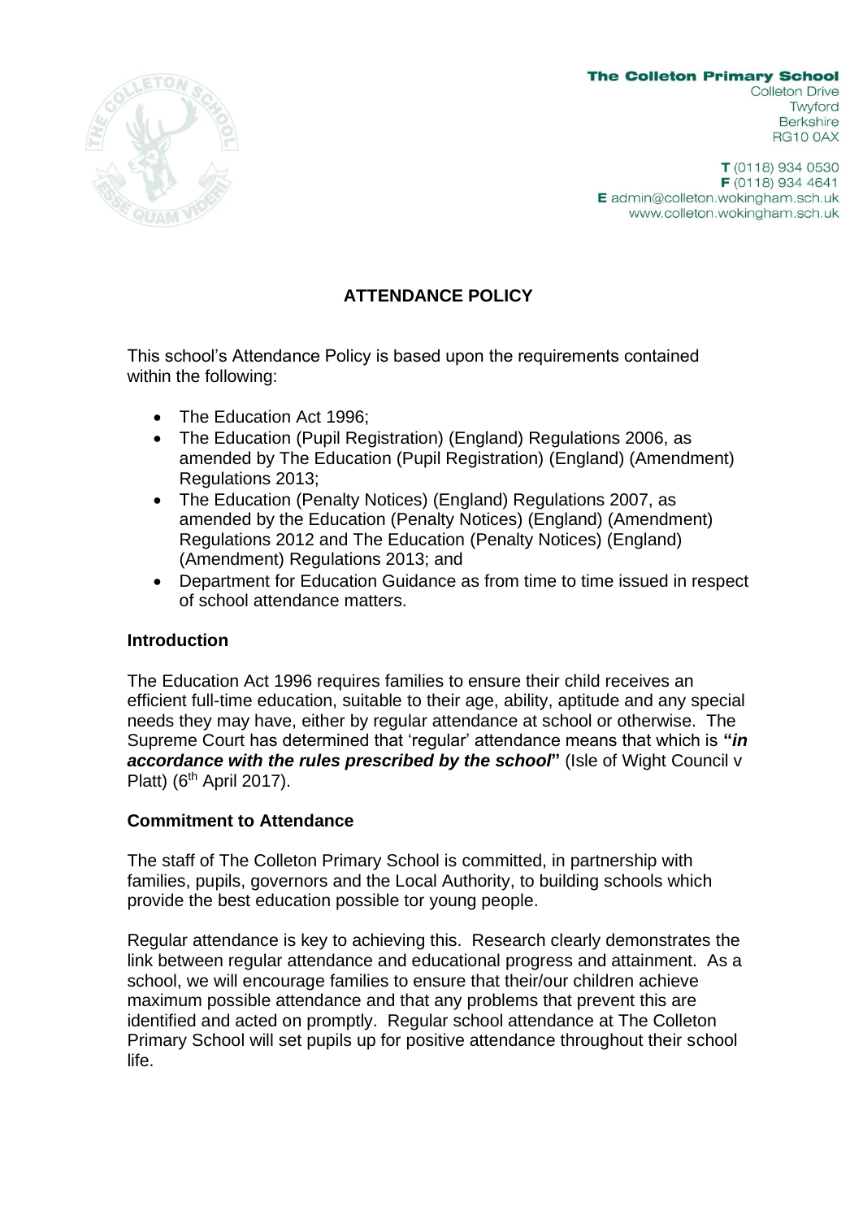**The Colleton Primary School**
Colleton Drive
Twyford
Berkshire
RG10 0AX

**T** (0118) 934 0530
**F** (0118) 934 4641
**E** admin@colleton.wokingham.sch.uk
www.colleton.wokingham.sch.uk

# ATTENDANCE POLICY

This school's Attendance Policy is based upon the requirements contained within the following:

- The Education Act 1996;
- The Education (Pupil Registration) (England) Regulations 2006, as amended by The Education (Pupil Registration) (England) (Amendment) Regulations 2013;
- The Education (Penalty Notices) (England) Regulations 2007, as amended by the Education (Penalty Notices) (England) (Amendment) Regulations 2012 and The Education (Penalty Notices) (England) (Amendment) Regulations 2013; and
- Department for Education Guidance as from time to time issued in respect of school attendance matters.

## Introduction

The Education Act 1996 requires families to ensure their child receives an efficient full-time education, suitable to their age, ability, aptitude and any special needs they may have, either by regular attendance at school or otherwise. The Supreme Court has determined that 'regular' attendance means that which is **"*in accordance with the rules prescribed by the school*"** (Isle of Wight Council v Platt) (6th April 2017).

## Commitment to Attendance

The staff of The Colleton Primary School is committed, in partnership with families, pupils, governors and the Local Authority, to building schools which provide the best education possible tor young people.

Regular attendance is key to achieving this. Research clearly demonstrates the link between regular attendance and educational progress and attainment. As a school, we will encourage families to ensure that their/our children achieve maximum possible attendance and that any problems that prevent this are identified and acted on promptly. Regular school attendance at The Colleton Primary School will set pupils up for positive attendance throughout their school life.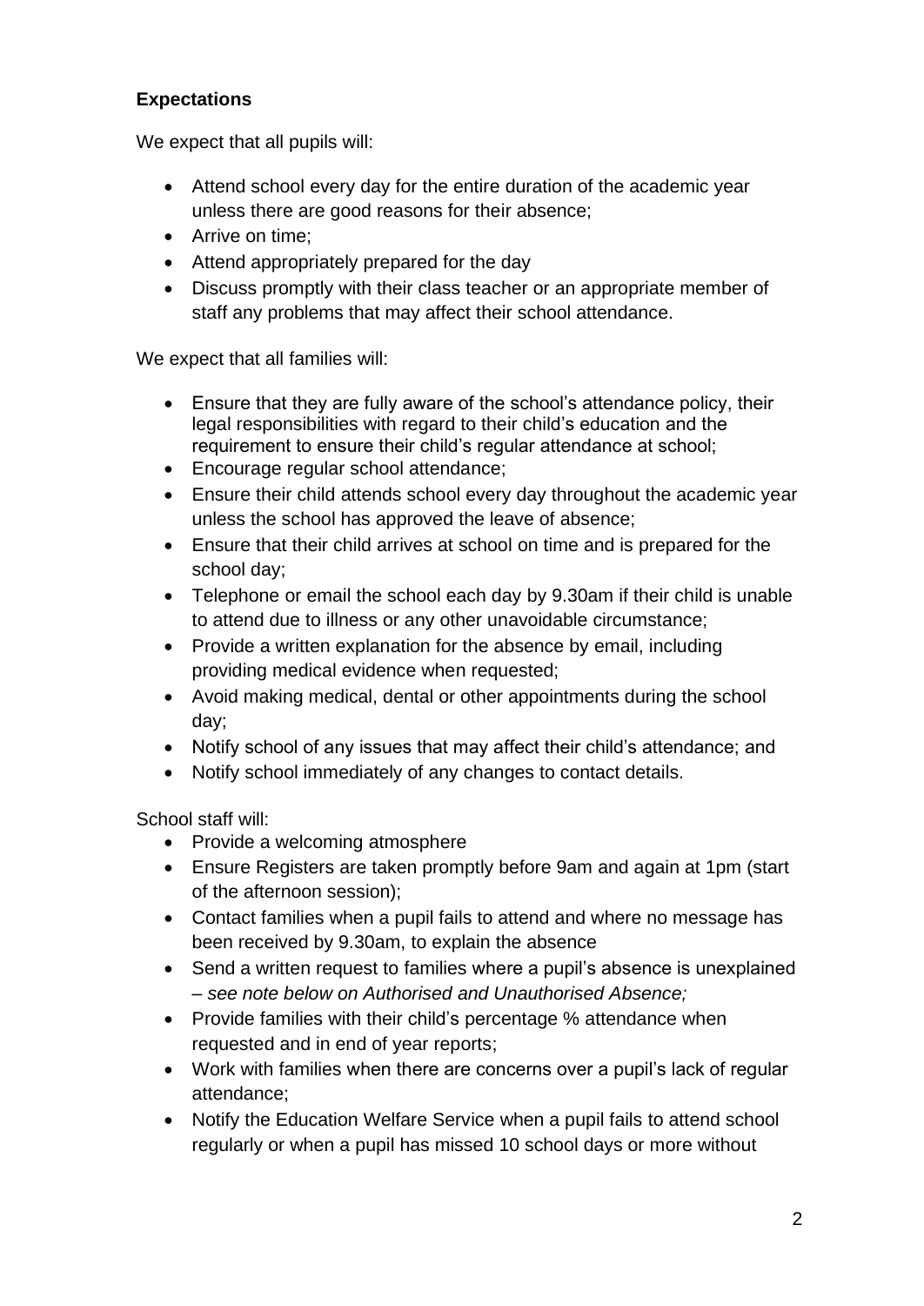**Expectations**

We expect that all pupils will:

- Attend school every day for the entire duration of the academic year unless there are good reasons for their absence;
- Arrive on time;
- Attend appropriately prepared for the day
- Discuss promptly with their class teacher or an appropriate member of staff any problems that may affect their school attendance.

We expect that all families will:

- Ensure that they are fully aware of the school's attendance policy, their legal responsibilities with regard to their child's education and the requirement to ensure their child's regular attendance at school;
- Encourage regular school attendance;
- Ensure their child attends school every day throughout the academic year unless the school has approved the leave of absence;
- Ensure that their child arrives at school on time and is prepared for the school day;
- Telephone or email the school each day by 9.30am if their child is unable to attend due to illness or any other unavoidable circumstance;
- Provide a written explanation for the absence by email, including providing medical evidence when requested;
- Avoid making medical, dental or other appointments during the school day;
- Notify school of any issues that may affect their child's attendance; and
- Notify school immediately of any changes to contact details.

School staff will:

- Provide a welcoming atmosphere
- Ensure Registers are taken promptly before 9am and again at 1pm (start of the afternoon session);
- Contact families when a pupil fails to attend and where no message has been received by 9.30am, to explain the absence
- Send a written request to families where a pupil's absence is unexplained – *see note below on Authorised and Unauthorised Absence;*
- Provide families with their child's percentage % attendance when requested and in end of year reports;
- Work with families when there are concerns over a pupil's lack of regular attendance;
- Notify the Education Welfare Service when a pupil fails to attend school regularly or when a pupil has missed 10 school days or more without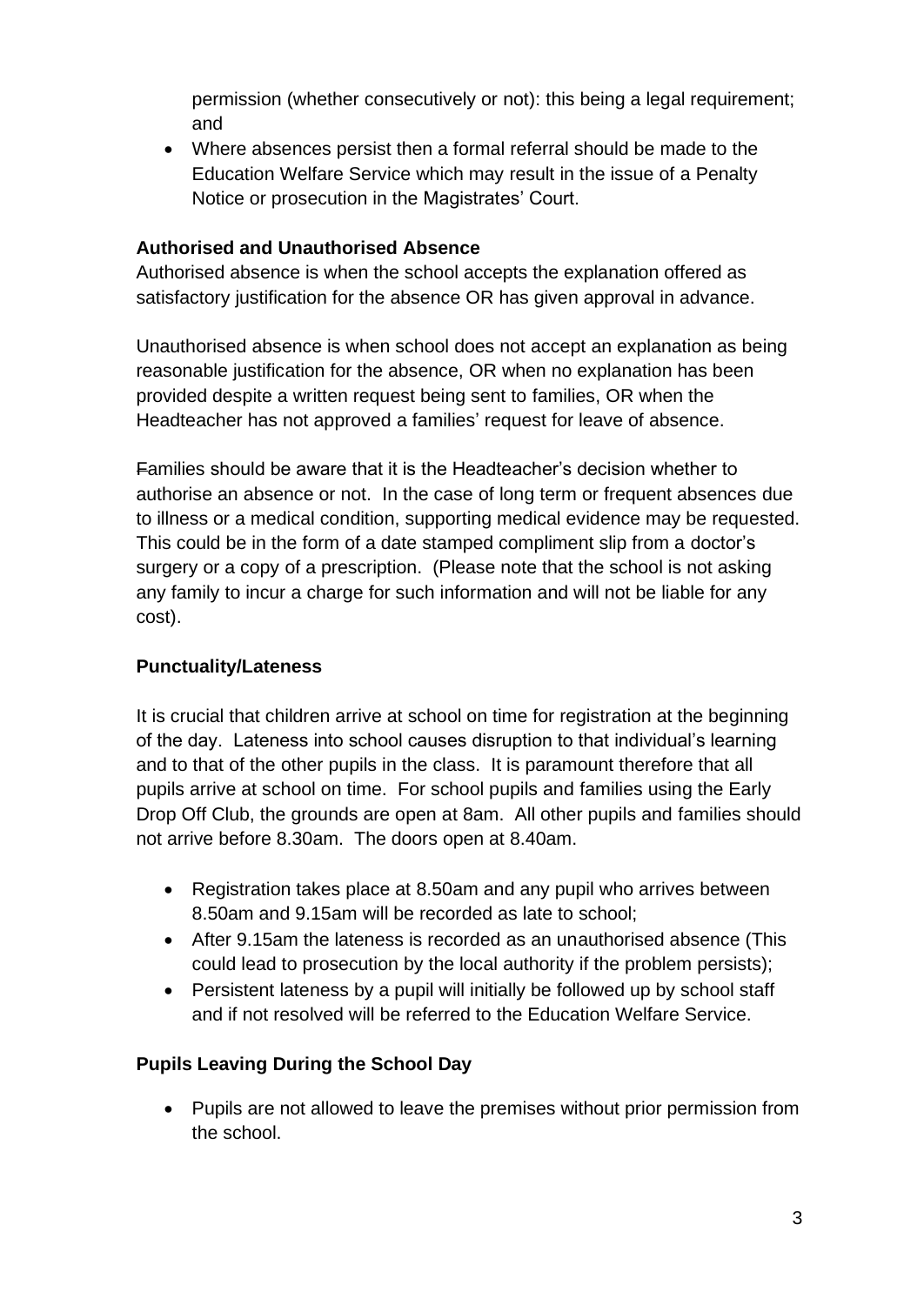permission (whether consecutively or not): this being a legal requirement; and

- Where absences persist then a formal referral should be made to the Education Welfare Service which may result in the issue of a Penalty Notice or prosecution in the Magistrates' Court.

**Authorised and Unauthorised Absence**

Authorised absence is when the school accepts the explanation offered as satisfactory justification for the absence OR has given approval in advance.

Unauthorised absence is when school does not accept an explanation as being reasonable justification for the absence, OR when no explanation has been provided despite a written request being sent to families, OR when the Headteacher has not approved a families' request for leave of absence.

Families should be aware that it is the Headteacher's decision whether to authorise an absence or not. In the case of long term or frequent absences due to illness or a medical condition, supporting medical evidence may be requested. This could be in the form of a date stamped compliment slip from a doctor's surgery or a copy of a prescription. (Please note that the school is not asking any family to incur a charge for such information and will not be liable for any cost).

**Punctuality/Lateness**

It is crucial that children arrive at school on time for registration at the beginning of the day. Lateness into school causes disruption to that individual's learning and to that of the other pupils in the class. It is paramount therefore that all pupils arrive at school on time. For school pupils and families using the Early Drop Off Club, the grounds are open at 8am. All other pupils and families should not arrive before 8.30am. The doors open at 8.40am.

- Registration takes place at 8.50am and any pupil who arrives between 8.50am and 9.15am will be recorded as late to school;
- After 9.15am the lateness is recorded as an unauthorised absence (This could lead to prosecution by the local authority if the problem persists);
- Persistent lateness by a pupil will initially be followed up by school staff and if not resolved will be referred to the Education Welfare Service.

**Pupils Leaving During the School Day**

- Pupils are not allowed to leave the premises without prior permission from the school.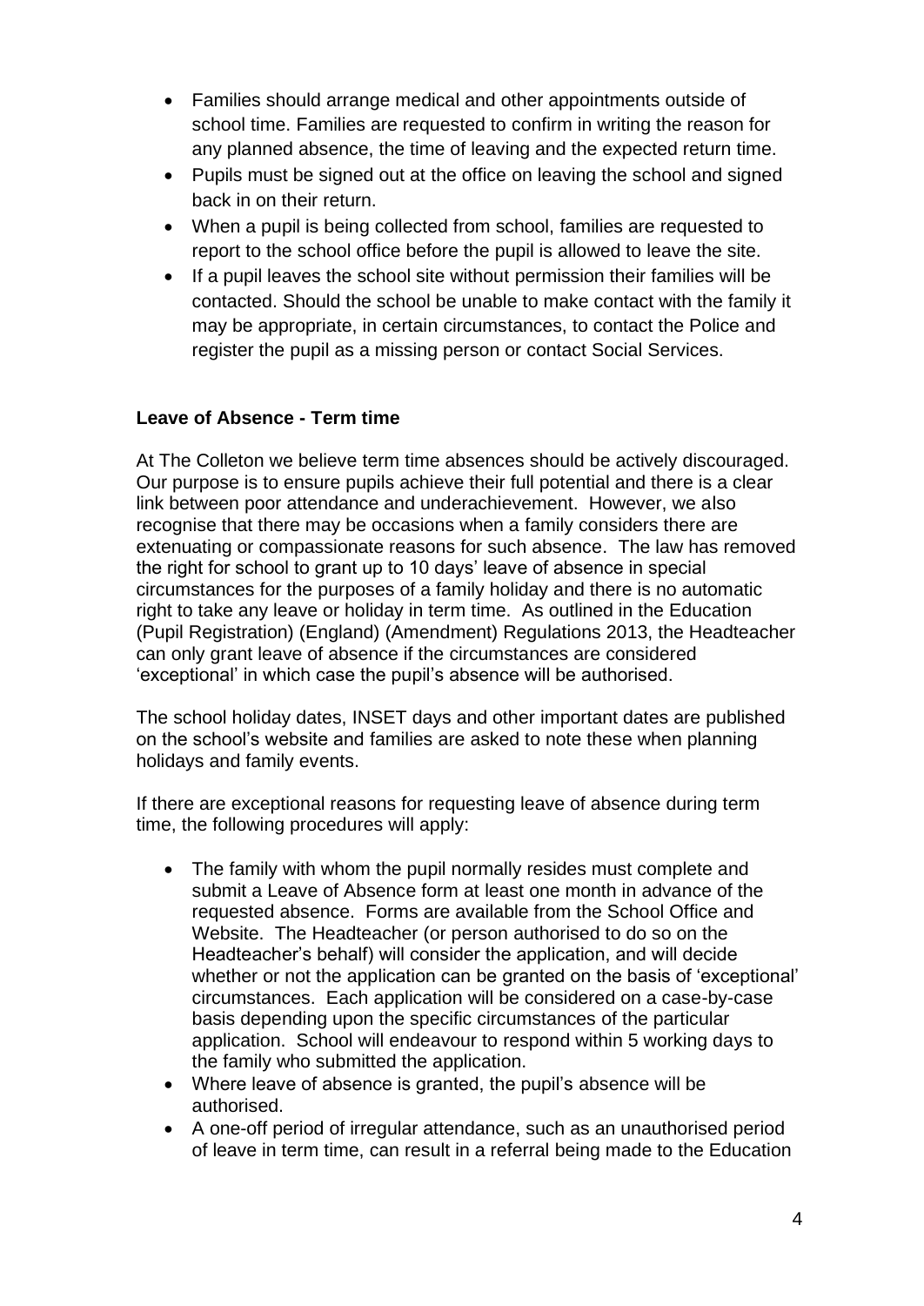- Families should arrange medical and other appointments outside of school time. Families are requested to confirm in writing the reason for any planned absence, the time of leaving and the expected return time.
- Pupils must be signed out at the office on leaving the school and signed back in on their return.
- When a pupil is being collected from school, families are requested to report to the school office before the pupil is allowed to leave the site.
- If a pupil leaves the school site without permission their families will be contacted. Should the school be unable to make contact with the family it may be appropriate, in certain circumstances, to contact the Police and register the pupil as a missing person or contact Social Services.

**Leave of Absence - Term time**

At The Colleton we believe term time absences should be actively discouraged. Our purpose is to ensure pupils achieve their full potential and there is a clear link between poor attendance and underachievement. However, we also recognise that there may be occasions when a family considers there are extenuating or compassionate reasons for such absence. The law has removed the right for school to grant up to 10 days' leave of absence in special circumstances for the purposes of a family holiday and there is no automatic right to take any leave or holiday in term time. As outlined in the Education (Pupil Registration) (England) (Amendment) Regulations 2013, the Headteacher can only grant leave of absence if the circumstances are considered 'exceptional' in which case the pupil's absence will be authorised.

The school holiday dates, INSET days and other important dates are published on the school's website and families are asked to note these when planning holidays and family events.

If there are exceptional reasons for requesting leave of absence during term time, the following procedures will apply:

- The family with whom the pupil normally resides must complete and submit a Leave of Absence form at least one month in advance of the requested absence. Forms are available from the School Office and Website. The Headteacher (or person authorised to do so on the Headteacher's behalf) will consider the application, and will decide whether or not the application can be granted on the basis of 'exceptional' circumstances. Each application will be considered on a case-by-case basis depending upon the specific circumstances of the particular application. School will endeavour to respond within 5 working days to the family who submitted the application.
- Where leave of absence is granted, the pupil's absence will be authorised.
- A one-off period of irregular attendance, such as an unauthorised period of leave in term time, can result in a referral being made to the Education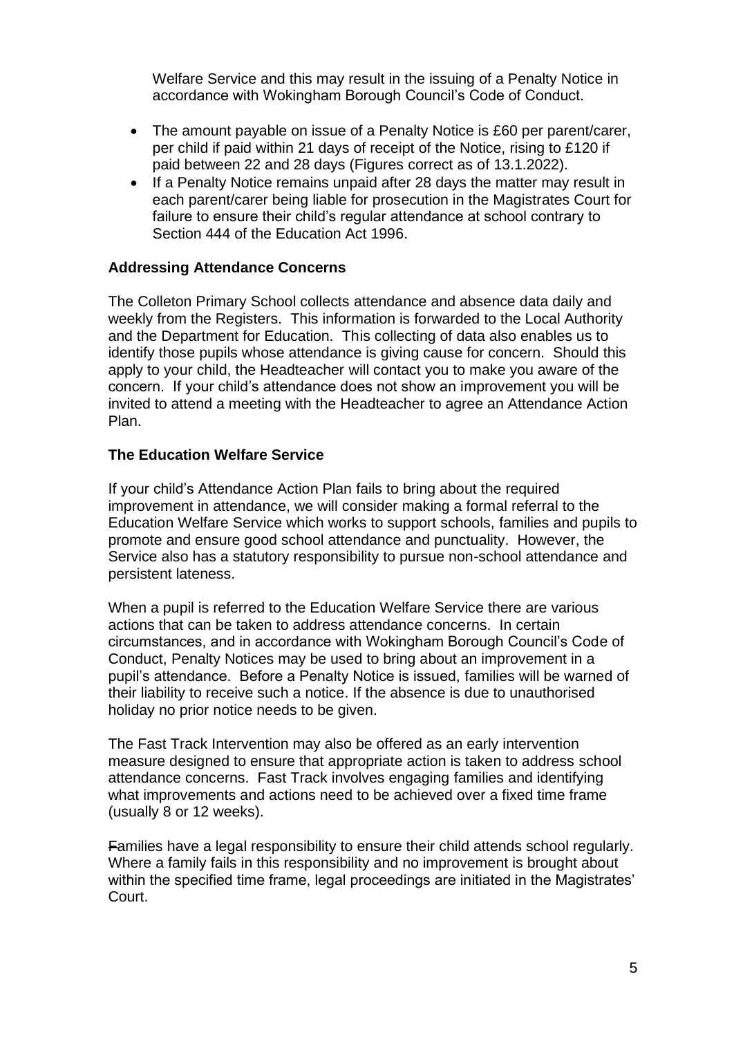Welfare Service and this may result in the issuing of a Penalty Notice in accordance with Wokingham Borough Council's Code of Conduct.

- The amount payable on issue of a Penalty Notice is £60 per parent/carer, per child if paid within 21 days of receipt of the Notice, rising to £120 if paid between 22 and 28 days (Figures correct as of 13.1.2022).
- If a Penalty Notice remains unpaid after 28 days the matter may result in each parent/carer being liable for prosecution in the Magistrates Court for failure to ensure their child's regular attendance at school contrary to Section 444 of the Education Act 1996.

**Addressing Attendance Concerns**

The Colleton Primary School collects attendance and absence data daily and weekly from the Registers. This information is forwarded to the Local Authority and the Department for Education. This collecting of data also enables us to identify those pupils whose attendance is giving cause for concern. Should this apply to your child, the Headteacher will contact you to make you aware of the concern. If your child's attendance does not show an improvement you will be invited to attend a meeting with the Headteacher to agree an Attendance Action Plan.

**The Education Welfare Service**

If your child's Attendance Action Plan fails to bring about the required improvement in attendance, we will consider making a formal referral to the Education Welfare Service which works to support schools, families and pupils to promote and ensure good school attendance and punctuality. However, the Service also has a statutory responsibility to pursue non-school attendance and persistent lateness.

When a pupil is referred to the Education Welfare Service there are various actions that can be taken to address attendance concerns. In certain circumstances, and in accordance with Wokingham Borough Council's Code of Conduct, Penalty Notices may be used to bring about an improvement in a pupil's attendance. Before a Penalty Notice is issued, families will be warned of their liability to receive such a notice. If the absence is due to unauthorised holiday no prior notice needs to be given.

The Fast Track Intervention may also be offered as an early intervention measure designed to ensure that appropriate action is taken to address school attendance concerns. Fast Track involves engaging families and identifying what improvements and actions need to be achieved over a fixed time frame (usually 8 or 12 weeks).

Families have a legal responsibility to ensure their child attends school regularly. Where a family fails in this responsibility and no improvement is brought about within the specified time frame, legal proceedings are initiated in the Magistrates' Court.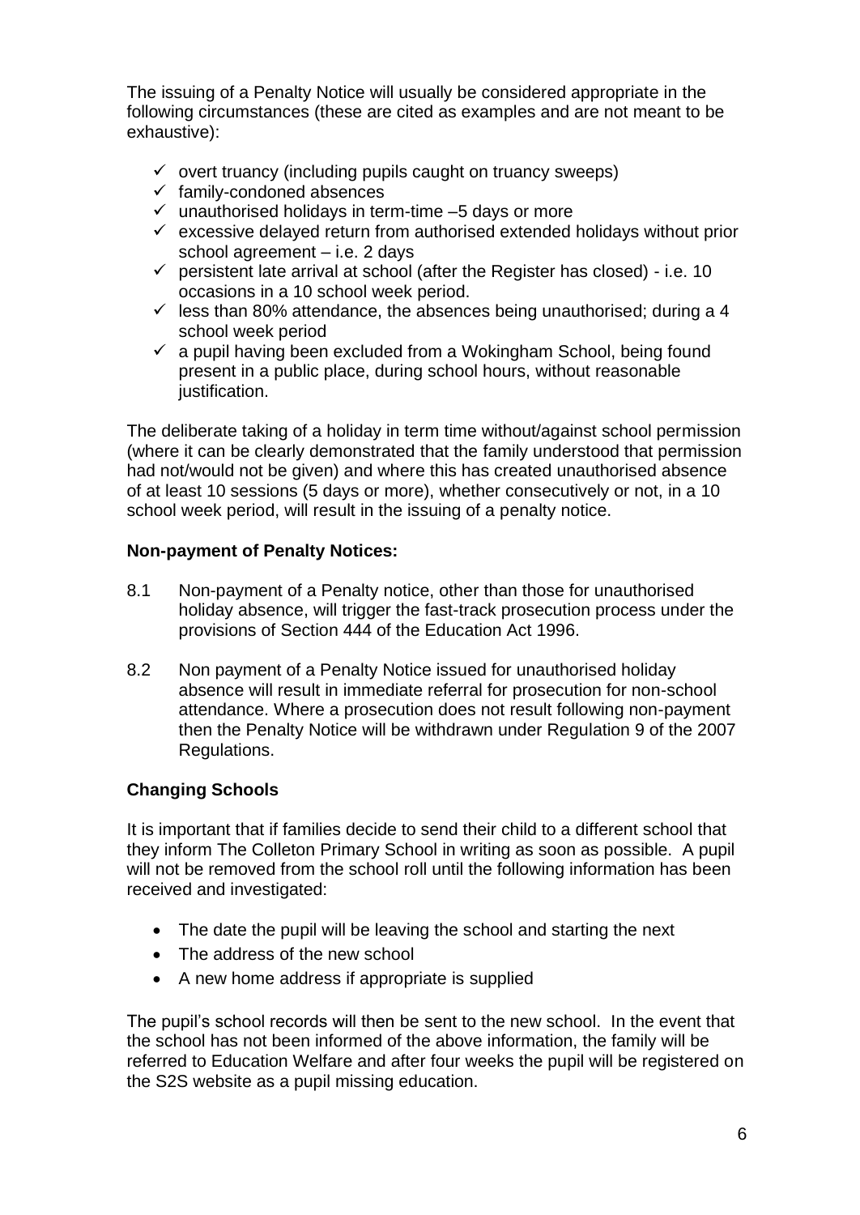The issuing of a Penalty Notice will usually be considered appropriate in the following circumstances (these are cited as examples and are not meant to be exhaustive):

- ✓ overt truancy (including pupils caught on truancy sweeps)
- ✓ family-condoned absences
- ✓ unauthorised holidays in term-time –5 days or more
- ✓ excessive delayed return from authorised extended holidays without prior school agreement – i.e. 2 days
- ✓ persistent late arrival at school (after the Register has closed) - i.e. 10 occasions in a 10 school week period.
- ✓ less than 80% attendance, the absences being unauthorised; during a 4 school week period
- ✓ a pupil having been excluded from a Wokingham School, being found present in a public place, during school hours, without reasonable justification.

The deliberate taking of a holiday in term time without/against school permission (where it can be clearly demonstrated that the family understood that permission had not/would not be given) and where this has created unauthorised absence of at least 10 sessions (5 days or more), whether consecutively or not, in a 10 school week period, will result in the issuing of a penalty notice.

**Non-payment of Penalty Notices:**

8.1 Non-payment of a Penalty notice, other than those for unauthorised holiday absence, will trigger the fast-track prosecution process under the provisions of Section 444 of the Education Act 1996.

8.2 Non payment of a Penalty Notice issued for unauthorised holiday absence will result in immediate referral for prosecution for non-school attendance. Where a prosecution does not result following non-payment then the Penalty Notice will be withdrawn under Regulation 9 of the 2007 Regulations.

**Changing Schools**

It is important that if families decide to send their child to a different school that they inform The Colleton Primary School in writing as soon as possible. A pupil will not be removed from the school roll until the following information has been received and investigated:

- The date the pupil will be leaving the school and starting the next
- The address of the new school
- A new home address if appropriate is supplied

The pupil's school records will then be sent to the new school. In the event that the school has not been informed of the above information, the family will be referred to Education Welfare and after four weeks the pupil will be registered on the S2S website as a pupil missing education.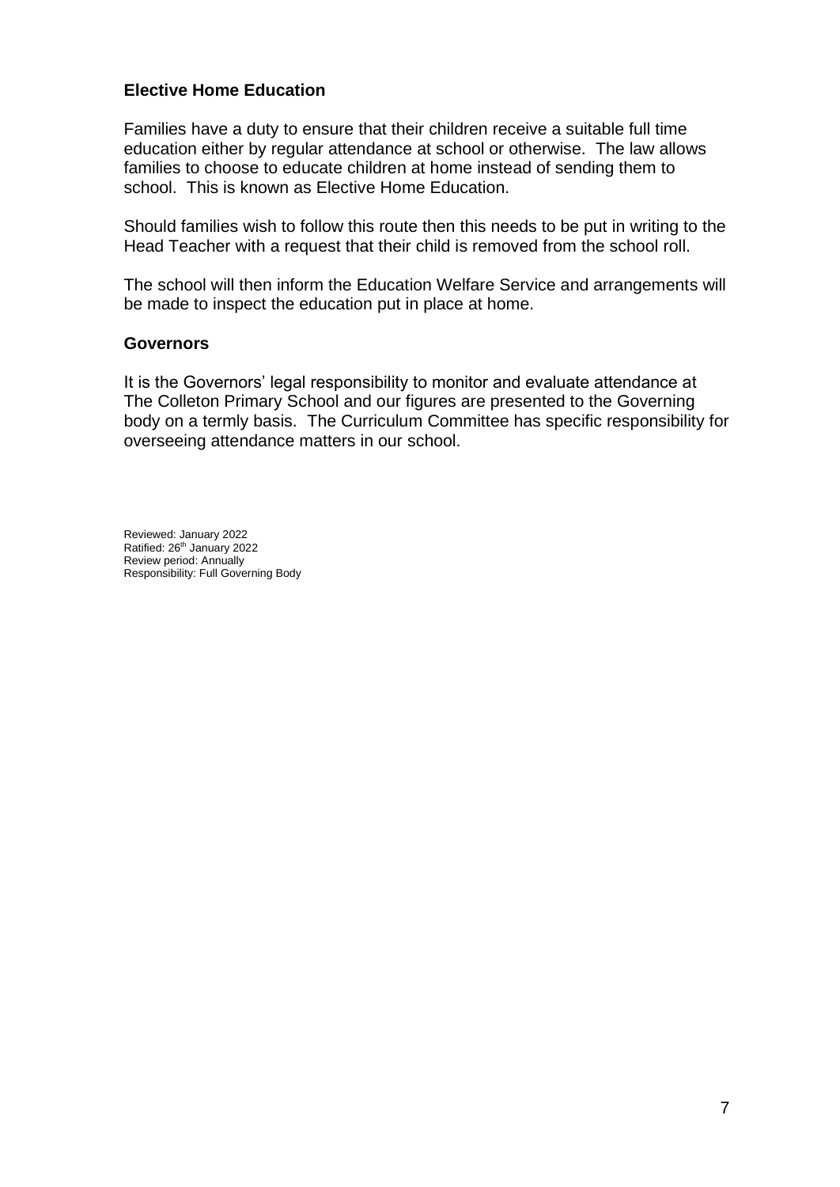## Elective Home Education

Families have a duty to ensure that their children receive a suitable full time education either by regular attendance at school or otherwise. The law allows families to choose to educate children at home instead of sending them to school. This is known as Elective Home Education.

Should families wish to follow this route then this needs to be put in writing to the Head Teacher with a request that their child is removed from the school roll.

The school will then inform the Education Welfare Service and arrangements will be made to inspect the education put in place at home.

## Governors

It is the Governors' legal responsibility to monitor and evaluate attendance at The Colleton Primary School and our figures are presented to the Governing body on a termly basis. The Curriculum Committee has specific responsibility for overseeing attendance matters in our school.

Reviewed: January 2022
Ratified: 26th January 2022
Review period: Annually
Responsibility: Full Governing Body